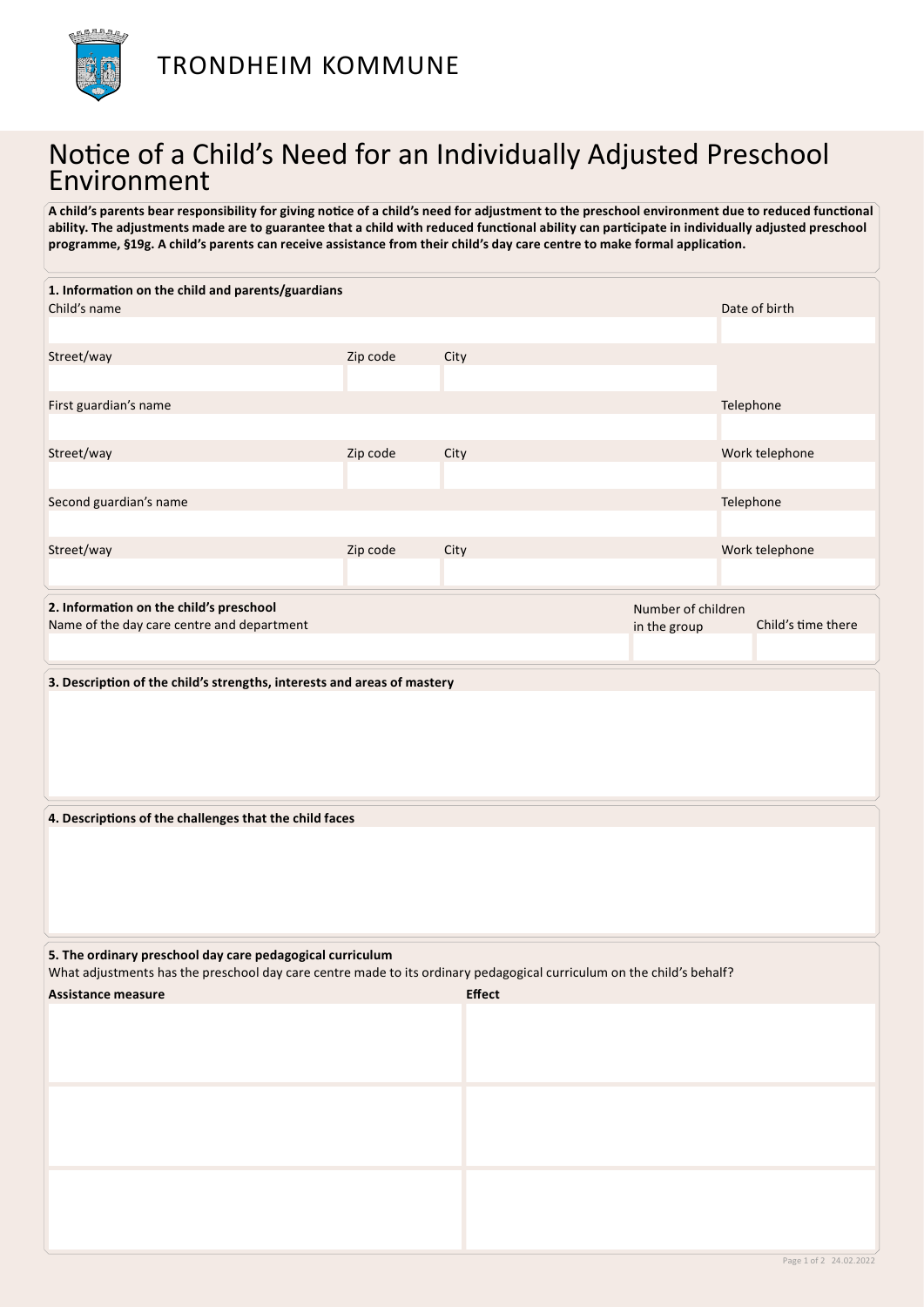TRONDHEIM KOMMUNE

# Notice of a Child's Need for an Individually Adjusted Preschool Environment

**A child's parents bear responsibility for giving notice of a child's need for adjustment to the preschool environment due to reduced functional ability. The adjustments made are to guarantee that a child with reduced functional ability can participate in individually adjusted preschool programme, §19g. A child's parents can receive assistance from their child's day care centre to make formal application.**

**1. Information on the child and parents/guardians**

| Child's name | | | Date of birth |
|---|---|---|---|
| | | | |
| Street/way | Zip code | City | |
| | | | |
| First guardian's name | | | Telephone |
| | | | |
| Street/way | Zip code | City | Work telephone |
| | | | |
| Second guardian's name | | | Telephone |
| | | | |
| Street/way | Zip code | City | Work telephone |
| | | | |

**2. Information on the child's preschool**

| Name of the day care centre and department | Number of children in the group | Child's time there |
|---|---|---|
| | | |

**3. Description of the child's strengths, interests and areas of mastery**

**4. Descriptions of the challenges that the child faces**

**5. The ordinary preschool day care pedagogical curriculum**

What adjustments has the preschool day care centre made to its ordinary pedagogical curriculum on the child's behalf?

| **Assistance measure** | **Effect** |
|---|---|
| | |
| | |
| | |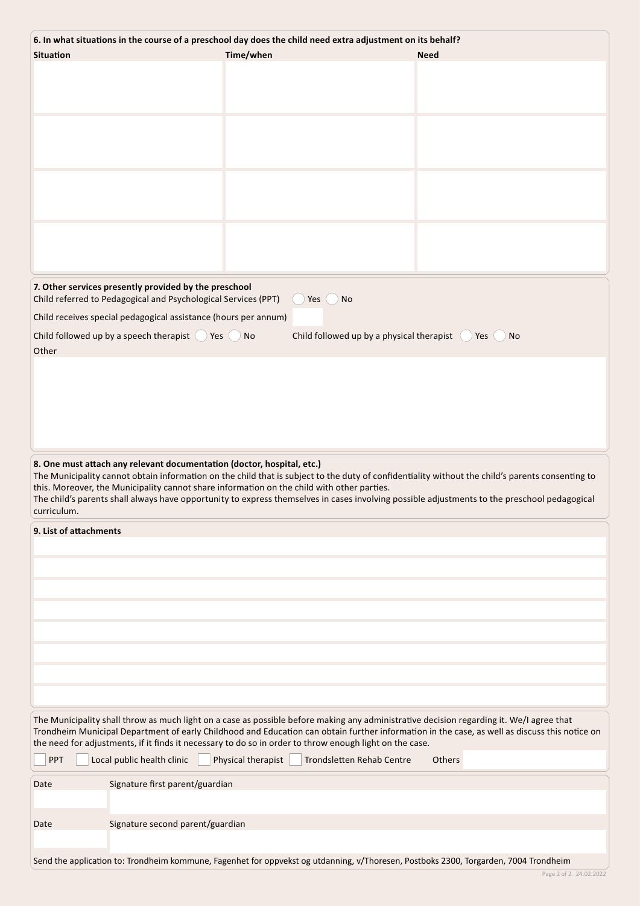### 6. In what situations in the course of a preschool day does the child need extra adjustment on its behalf?

| Situation | Time/when | Need |
| --- | --- | --- |
| | | |
| | | |
| | | |
| | | |

### 7. Other services presently provided by the preschool

Child referred to Pedagogical and Psychological Services (PPT) ( ) Yes ( ) No

Child receives special pedagogical assistance (hours per annum)

Child followed up by a speech therapist ( ) Yes ( ) No    Child followed up by a physical therapist ( ) Yes ( ) No

Other

### 8. One must attach any relevant documentation (doctor, hospital, etc.)

The Municipality cannot obtain information on the child that is subject to the duty of confidentiality without the child's parents consenting to this. Moreover, the Municipality cannot share information on the child with other parties.

The child's parents shall always have opportunity to express themselves in cases involving possible adjustments to the preschool pedagogical curriculum.

### 9. List of attachments

The Municipality shall throw as much light on a case as possible before making any administrative decision regarding it. We/I agree that Trondheim Municipal Department of early Childhood and Education can obtain further information in the case, as well as discuss this notice on the need for adjustments, if it finds it necessary to do so in order to throw enough light on the case.

[ ] PPT [ ] Local public health clinic [ ] Physical therapist [ ] Trondsletten Rehab Centre    Others

| Date | Signature first parent/guardian |
| --- | --- |
| | |

| Date | Signature second parent/guardian |
| --- | --- |
| | |

Send the application to: Trondheim kommune, Fagenhet for oppvekst og utdanning, v/Thoresen, Postboks 2300, Torgarden, 7004 Trondheim